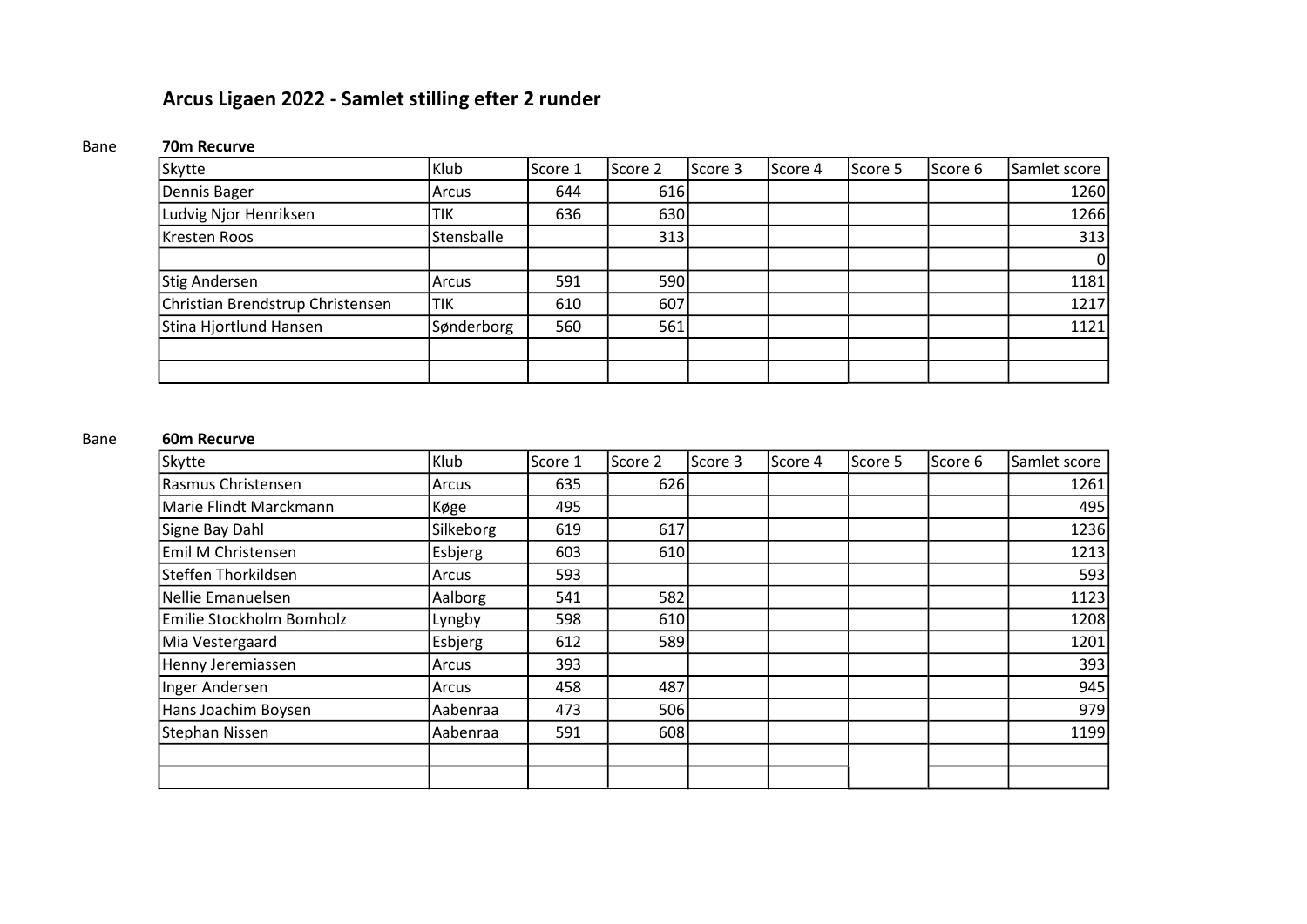# Arcus Ligaen 2022 - Samlet stilling efter 2 runder

Bane **70m Recurve**

| Skytte | Klub | Score 1 | Score 2 | Score 3 | Score 4 | Score 5 | Score 6 | Samlet score |
|---|---|---|---|---|---|---|---|---|
| Dennis Bager | Arcus | 644 | 616 | | | | | 1260 |
| Ludvig Njor Henriksen | TIK | 636 | 630 | | | | | 1266 |
| Kresten Roos | Stensballe | | 313 | | | | | 313 |
| | | | | | | | | 0 |
| Stig Andersen | Arcus | 591 | 590 | | | | | 1181 |
| Christian Brendstrup Christensen | TIK | 610 | 607 | | | | | 1217 |
| Stina Hjortlund Hansen | Sønderborg | 560 | 561 | | | | | 1121 |
| | | | | | | | | |
| | | | | | | | | |

Bane **60m Recurve**

| Skytte | Klub | Score 1 | Score 2 | Score 3 | Score 4 | Score 5 | Score 6 | Samlet score |
|---|---|---|---|---|---|---|---|---|
| Rasmus Christensen | Arcus | 635 | 626 | | | | | 1261 |
| Marie Flindt Marckmann | Køge | 495 | | | | | | 495 |
| Signe Bay Dahl | Silkeborg | 619 | 617 | | | | | 1236 |
| Emil M Christensen | Esbjerg | 603 | 610 | | | | | 1213 |
| Steffen Thorkildsen | Arcus | 593 | | | | | | 593 |
| Nellie Emanuelsen | Aalborg | 541 | 582 | | | | | 1123 |
| Emilie Stockholm Bomholz | Lyngby | 598 | 610 | | | | | 1208 |
| Mia Vestergaard | Esbjerg | 612 | 589 | | | | | 1201 |
| Henny Jeremiassen | Arcus | 393 | | | | | | 393 |
| Inger Andersen | Arcus | 458 | 487 | | | | | 945 |
| Hans Joachim Boysen | Aabenraa | 473 | 506 | | | | | 979 |
| Stephan Nissen | Aabenraa | 591 | 608 | | | | | 1199 |
| | | | | | | | | |
| | | | | | | | | |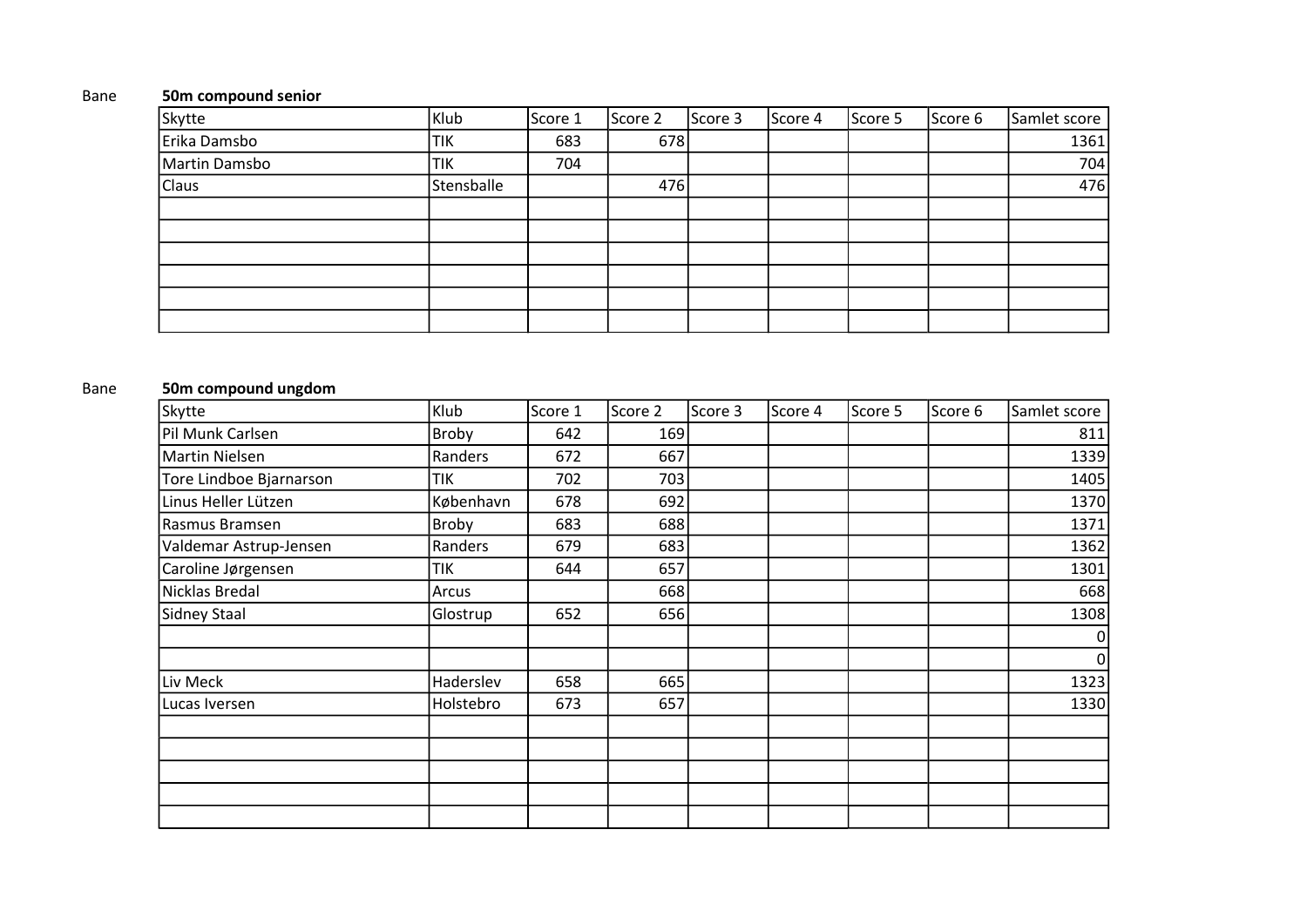Bane **50m compound senior**

| Skytte | Klub | Score 1 | Score 2 | Score 3 | Score 4 | Score 5 | Score 6 | Samlet score |
|---|---|---|---|---|---|---|---|---|
| Erika Damsbo | TIK | 683 | 678 | | | | | 1361 |
| Martin Damsbo | TIK | 704 | | | | | | 704 |
| Claus | Stensballe | | 476 | | | | | 476 |
| | | | | | | | | |
| | | | | | | | | |
| | | | | | | | | |
| | | | | | | | | |
| | | | | | | | | |
| | | | | | | | | |

Bane **50m compound ungdom**

| Skytte | Klub | Score 1 | Score 2 | Score 3 | Score 4 | Score 5 | Score 6 | Samlet score |
|---|---|---|---|---|---|---|---|---|
| Pil Munk Carlsen | Broby | 642 | 169 | | | | | 811 |
| Martin Nielsen | Randers | 672 | 667 | | | | | 1339 |
| Tore Lindboe Bjarnarson | TIK | 702 | 703 | | | | | 1405 |
| Linus Heller Lützen | København | 678 | 692 | | | | | 1370 |
| Rasmus Bramsen | Broby | 683 | 688 | | | | | 1371 |
| Valdemar Astrup-Jensen | Randers | 679 | 683 | | | | | 1362 |
| Caroline Jørgensen | TIK | 644 | 657 | | | | | 1301 |
| Nicklas Bredal | Arcus | | 668 | | | | | 668 |
| Sidney Staal | Glostrup | 652 | 656 | | | | | 1308 |
| | | | | | | | | 0 |
| | | | | | | | | 0 |
| Liv Meck | Haderslev | 658 | 665 | | | | | 1323 |
| Lucas Iversen | Holstebro | 673 | 657 | | | | | 1330 |
| | | | | | | | | |
| | | | | | | | | |
| | | | | | | | | |
| | | | | | | | | |
| | | | | | | | | |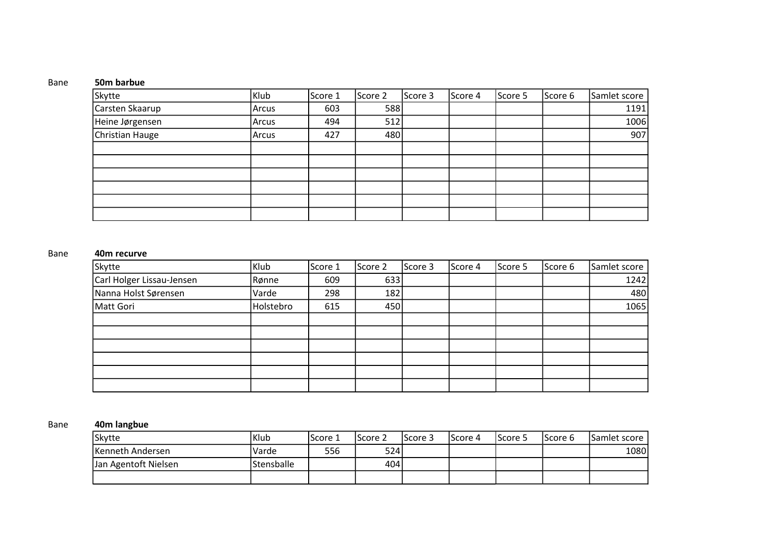Bane **50m barbue**

| Skytte | Klub | Score 1 | Score 2 | Score 3 | Score 4 | Score 5 | Score 6 | Samlet score |
|---|---|---|---|---|---|---|---|---|
| Carsten Skaarup | Arcus | 603 | 588 | | | | | 1191 |
| Heine Jørgensen | Arcus | 494 | 512 | | | | | 1006 |
| Christian Hauge | Arcus | 427 | 480 | | | | | 907 |
| | | | | | | | | |
| | | | | | | | | |
| | | | | | | | | |
| | | | | | | | | |
| | | | | | | | | |
| | | | | | | | | |

Bane **40m recurve**

| Skytte | Klub | Score 1 | Score 2 | Score 3 | Score 4 | Score 5 | Score 6 | Samlet score |
|---|---|---|---|---|---|---|---|---|
| Carl Holger Lissau-Jensen | Rønne | 609 | 633 | | | | | 1242 |
| Nanna Holst Sørensen | Varde | 298 | 182 | | | | | 480 |
| Matt Gori | Holstebro | 615 | 450 | | | | | 1065 |
| | | | | | | | | |
| | | | | | | | | |
| | | | | | | | | |
| | | | | | | | | |
| | | | | | | | | |
| | | | | | | | | |

Bane **40m langbue**

| Skytte | Klub | Score 1 | Score 2 | Score 3 | Score 4 | Score 5 | Score 6 | Samlet score |
|---|---|---|---|---|---|---|---|---|
| Kenneth Andersen | Varde | 556 | 524 | | | | | 1080 |
| Jan Agentoft Nielsen | Stensballe | | 404 | | | | | |
| | | | | | | | | |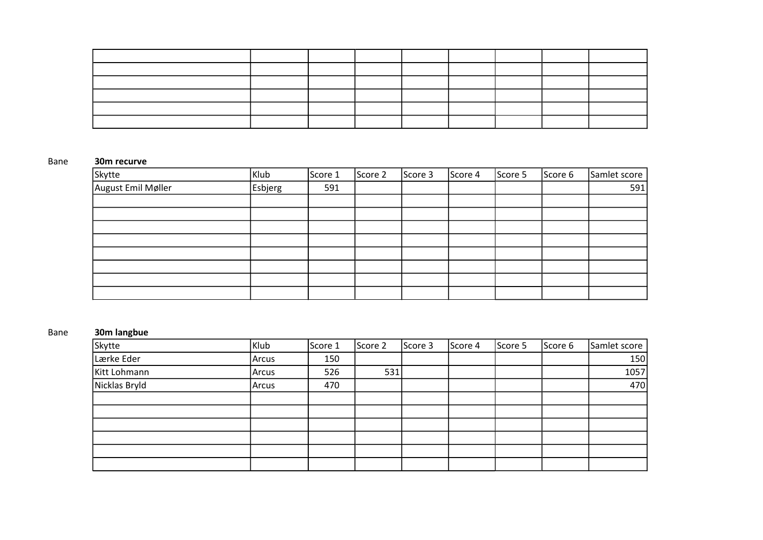Bane **30m recurve**

| Skytte | Klub | Score 1 | Score 2 | Score 3 | Score 4 | Score 5 | Score 6 | Samlet score |
|---|---|---|---|---|---|---|---|---|
| August Emil Møller | Esbjerg | 591 | | | | | | 591 |
| | | | | | | | | |
| | | | | | | | | |
| | | | | | | | | |
| | | | | | | | | |
| | | | | | | | | |
| | | | | | | | | |
| | | | | | | | | |
| | | | | | | | | |

Bane **30m langbue**

| Skytte | Klub | Score 1 | Score 2 | Score 3 | Score 4 | Score 5 | Score 6 | Samlet score |
|---|---|---|---|---|---|---|---|---|
| Lærke Eder | Arcus | 150 | | | | | | 150 |
| Kitt Lohmann | Arcus | 526 | 531 | | | | | 1057 |
| Nicklas Bryld | Arcus | 470 | | | | | | 470 |
| | | | | | | | | |
| | | | | | | | | |
| | | | | | | | | |
| | | | | | | | | |
| | | | | | | | | |
| | | | | | | | | |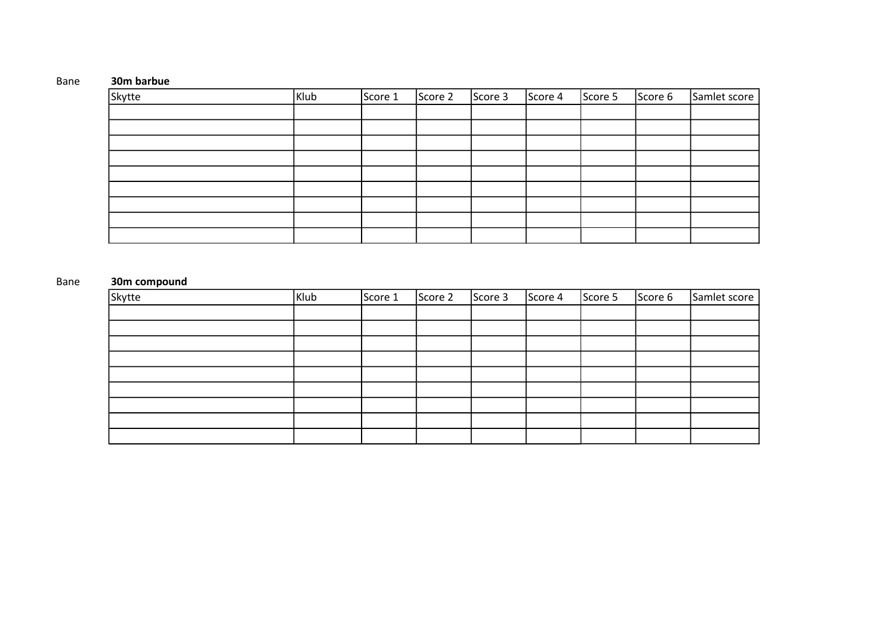Bane **30m barbue**

| Skytte | Klub | Score 1 | Score 2 | Score 3 | Score 4 | Score 5 | Score 6 | Samlet score |
| --- | --- | --- | --- | --- | --- | --- | --- | --- |
| | | | | | | | | |
| | | | | | | | | |
| | | | | | | | | |
| | | | | | | | | |
| | | | | | | | | |
| | | | | | | | | |
| | | | | | | | | |
| | | | | | | | | |
| | | | | | | | | |

Bane **30m compound**

| Skytte | Klub | Score 1 | Score 2 | Score 3 | Score 4 | Score 5 | Score 6 | Samlet score |
| --- | --- | --- | --- | --- | --- | --- | --- | --- |
| | | | | | | | | |
| | | | | | | | | |
| | | | | | | | | |
| | | | | | | | | |
| | | | | | | | | |
| | | | | | | | | |
| | | | | | | | | |
| | | | | | | | | |
| | | | | | | | | |